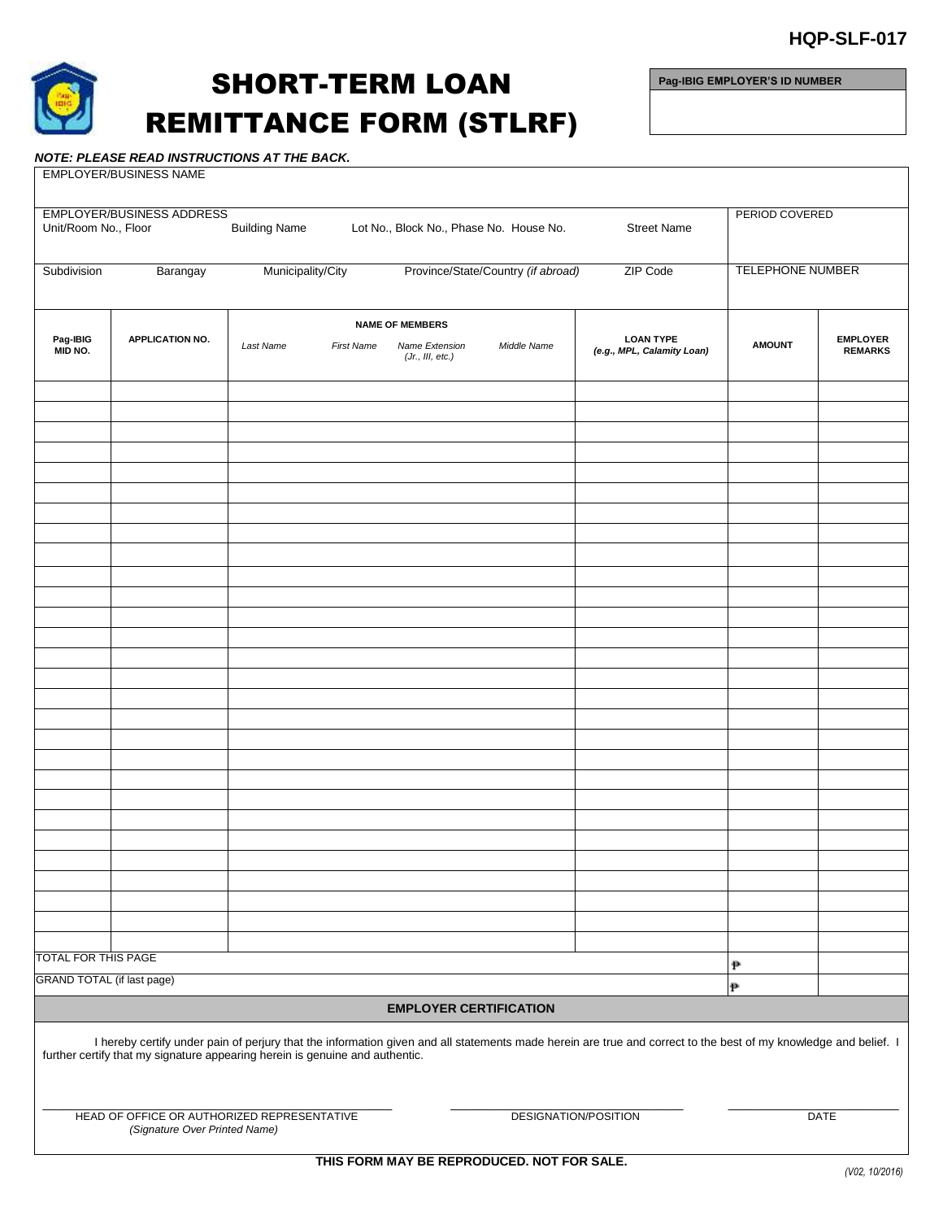HQP-SLF-017

# SHORT-TERM LOAN REMITTANCE FORM (STLRF)

| Pag-IBIG EMPLOYER'S ID NUMBER |
|---|
| |

***NOTE: PLEASE READ INSTRUCTIONS AT THE BACK.***

| EMPLOYER/BUSINESS NAME | |
|---|---|
| EMPLOYER/BUSINESS ADDRESS<br>Unit/Room No., Floor / Building Name / Lot No., Block No., Phase No. House No. / Street Name | PERIOD COVERED |
| Subdivision / Barangay / Municipality/City / Province/State/Country *(if abroad)* / ZIP Code | TELEPHONE NUMBER |

| Pag-IBIG MID NO. | APPLICATION NO. | NAME OF MEMBERS<br>*Last Name* / *First Name* / *Name Extension (Jr., III, etc.)* / *Middle Name* | LOAN TYPE *(e.g., MPL, Calamity Loan)* | AMOUNT | EMPLOYER REMARKS |
|---|---|---|---|---|---|
| | | | | | |
| | | | | | |
| | | | | | |
| | | | | | |
| | | | | | |
| | | | | | |
| | | | | | |
| | | | | | |
| | | | | | |
| | | | | | |
| | | | | | |
| | | | | | |
| | | | | | |
| | | | | | |
| | | | | | |
| | | | | | |
| | | | | | |
| | | | | | |
| | | | | | |
| | | | | | |
| | | | | | |
| | | | | | |
| | | | | | |
| | | | | | |
| | | | | | |
| | | | | | |
| | | | | | |
| | | | | | |
| TOTAL FOR THIS PAGE | | | | ₱ | |
| GRAND TOTAL (if last page) | | | | ₱ | |

## EMPLOYER CERTIFICATION

I hereby certify under pain of perjury that the information given and all statements made herein are true and correct to the best of my knowledge and belief. I further certify that my signature appearing herein is genuine and authentic.

| HEAD OF OFFICE OR AUTHORIZED REPRESENTATIVE *(Signature Over Printed Name)* | DESIGNATION/POSITION | DATE |
|---|---|---|

**THIS FORM MAY BE REPRODUCED. NOT FOR SALE.**

*(V02, 10/2016)*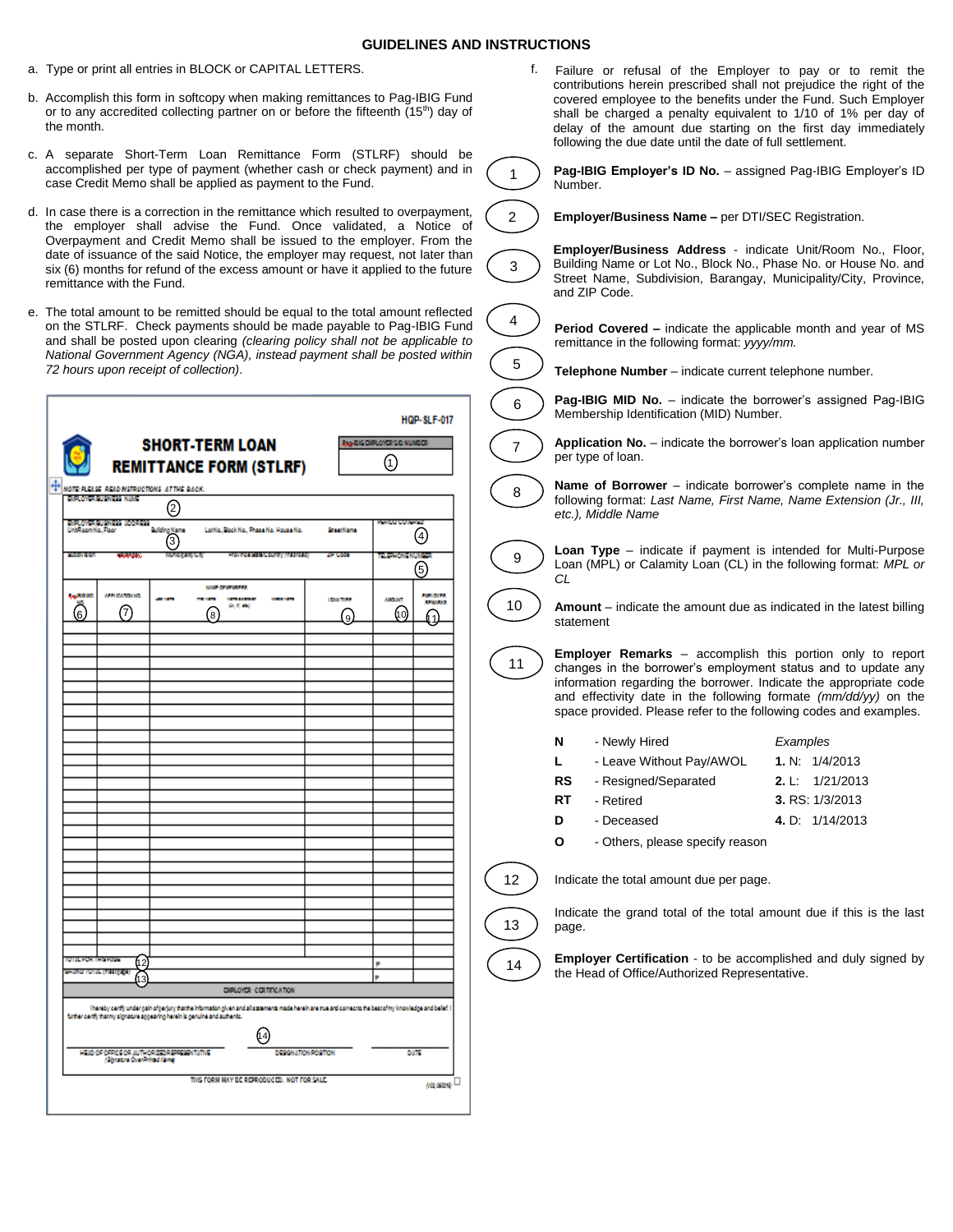# GUIDELINES AND INSTRUCTIONS

a. Type or print all entries in BLOCK or CAPITAL LETTERS.

b. Accomplish this form in softcopy when making remittances to Pag-IBIG Fund or to any accredited collecting partner on or before the fifteenth (15th) day of the month.

c. A separate Short-Term Loan Remittance Form (STLRF) should be accomplished per type of payment (whether cash or check payment) and in case Credit Memo shall be applied as payment to the Fund.

d. In case there is a correction in the remittance which resulted to overpayment, the employer shall advise the Fund. Once validated, a Notice of Overpayment and Credit Memo shall be issued to the employer. From the date of issuance of the said Notice, the employer may request, not later than six (6) months for refund of the excess amount or have it applied to the future remittance with the Fund.

e. The total amount to be remitted should be equal to the total amount reflected on the STLRF. Check payments should be made payable to Pag-IBIG Fund and shall be posted upon clearing *(clearing policy shall not be applicable to National Government Agency (NGA), instead payment shall be posted within 72 hours upon receipt of collection)*.

f. Failure or refusal of the Employer to pay or to remit the contributions herein prescribed shall not prejudice the right of the covered employee to the benefits under the Fund. Such Employer shall be charged a penalty equivalent to 1/10 of 1% per day of delay of the amount due starting on the first day immediately following the due date until the date of full settlement.

HQP-SLF-017

**SHORT-TERM LOAN REMITTANCE FORM (STLRF)**

1. **Pag-IBIG Employer's ID No.** – assigned Pag-IBIG Employer's ID Number.
2. **Employer/Business Name –** per DTI/SEC Registration.
3. **Employer/Business Address** - indicate Unit/Room No., Floor, Building Name or Lot No., Block No., Phase No. or House No. and Street Name, Subdivision, Barangay, Municipality/City, Province, and ZIP Code.
4. **Period Covered –** indicate the applicable month and year of MS remittance in the following format: *yyyy/mm.*
5. **Telephone Number** – indicate current telephone number.
6. **Pag-IBIG MID No.** – indicate the borrower's assigned Pag-IBIG Membership Identification (MID) Number.
7. **Application No.** – indicate the borrower's loan application number per type of loan.
8. **Name of Borrower** – indicate borrower's complete name in the following format: *Last Name, First Name, Name Extension (Jr., III, etc.), Middle Name*
9. **Loan Type** – indicate if payment is intended for Multi-Purpose Loan (MPL) or Calamity Loan (CL) in the following format: *MPL or CL*
10. **Amount** – indicate the amount due as indicated in the latest billing statement
11. **Employer Remarks** – accomplish this portion only to report changes in the borrower's employment status and to update any information regarding the borrower. Indicate the appropriate code and effectivity date in the following formate *(mm/dd/yy)* on the space provided. Please refer to the following codes and examples.

| | | *Examples* |
|---|---|---|
| **N** | - Newly Hired | **1.** N: 1/4/2013 |
| **L** | - Leave Without Pay/AWOL | **2.** L: 1/21/2013 |
| **RS** | - Resigned/Separated | **3.** RS: 1/3/2013 |
| **RT** | - Retired | **4.** D: 1/14/2013 |
| **D** | - Deceased | |
| **O** | - Others, please specify reason | |

12. Indicate the total amount due per page.
13. Indicate the grand total of the total amount due if this is the last page.
14. **Employer Certification** - to be accomplished and duly signed by the Head of Office/Authorized Representative.